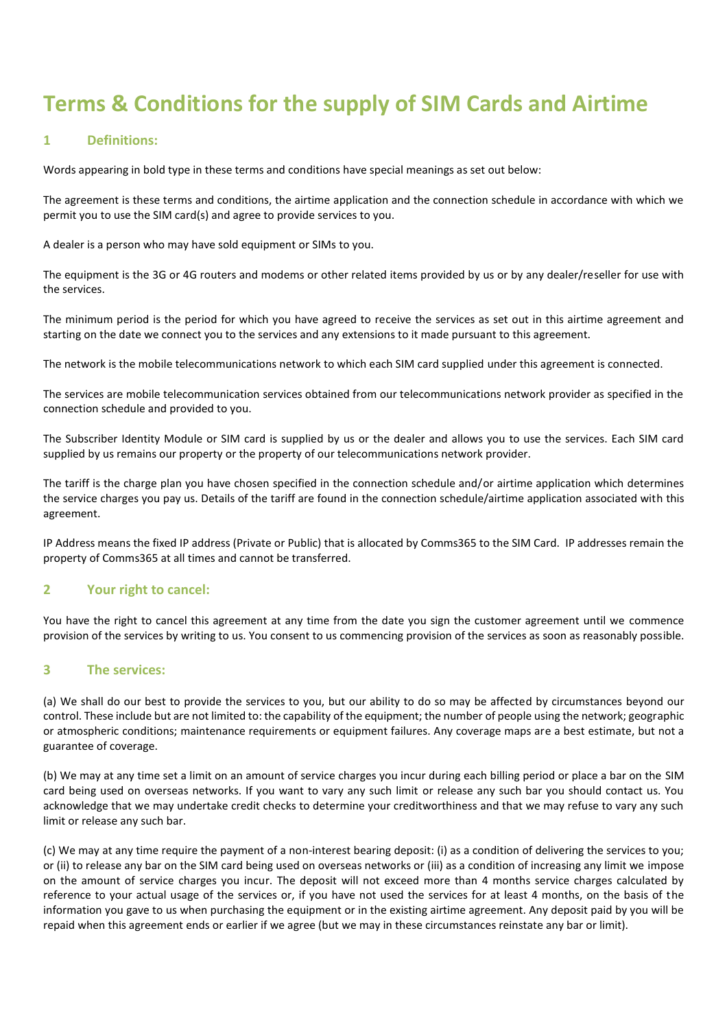# Terms & Conditions for the supply of SIM Cards and Airtime

## 1 Definitions:

Words appearing in bold type in these terms and conditions have special meanings as set out below:

The agreement is these terms and conditions, the airtime application and the connection schedule in accordance with which we permit you to use the SIM card(s) and agree to provide services to you.

A dealer is a person who may have sold equipment or SIMs to you.

The equipment is the 3G or 4G routers and modems or other related items provided by us or by any dealer/reseller for use with the services.

The minimum period is the period for which you have agreed to receive the services as set out in this airtime agreement and starting on the date we connect you to the services and any extensions to it made pursuant to this agreement.

The network is the mobile telecommunications network to which each SIM card supplied under this agreement is connected.

The services are mobile telecommunication services obtained from our telecommunications network provider as specified in the connection schedule and provided to you.

The Subscriber Identity Module or SIM card is supplied by us or the dealer and allows you to use the services. Each SIM card supplied by us remains our property or the property of our telecommunications network provider.

The tariff is the charge plan you have chosen specified in the connection schedule and/or airtime application which determines the service charges you pay us. Details of the tariff are found in the connection schedule/airtime application associated with this agreement.

IP Address means the fixed IP address (Private or Public) that is allocated by Comms365 to the SIM Card. IP addresses remain the property of Comms365 at all times and cannot be transferred.

## 2 Your right to cancel:

You have the right to cancel this agreement at any time from the date you sign the customer agreement until we commence provision of the services by writing to us. You consent to us commencing provision of the services as soon as reasonably possible.

## 3 The services:

(a) We shall do our best to provide the services to you, but our ability to do so may be affected by circumstances beyond our control. These include but are not limited to: the capability of the equipment; the number of people using the network; geographic or atmospheric conditions; maintenance requirements or equipment failures. Any coverage maps are a best estimate, but not a guarantee of coverage.

(b) We may at any time set a limit on an amount of service charges you incur during each billing period or place a bar on the SIM card being used on overseas networks. If you want to vary any such limit or release any such bar you should contact us. You acknowledge that we may undertake credit checks to determine your creditworthiness and that we may refuse to vary any such limit or release any such bar.

(c) We may at any time require the payment of a non-interest bearing deposit: (i) as a condition of delivering the services to you; or (ii) to release any bar on the SIM card being used on overseas networks or (iii) as a condition of increasing any limit we impose on the amount of service charges you incur. The deposit will not exceed more than 4 months service charges calculated by reference to your actual usage of the services or, if you have not used the services for at least 4 months, on the basis of the information you gave to us when purchasing the equipment or in the existing airtime agreement. Any deposit paid by you will be repaid when this agreement ends or earlier if we agree (but we may in these circumstances reinstate any bar or limit).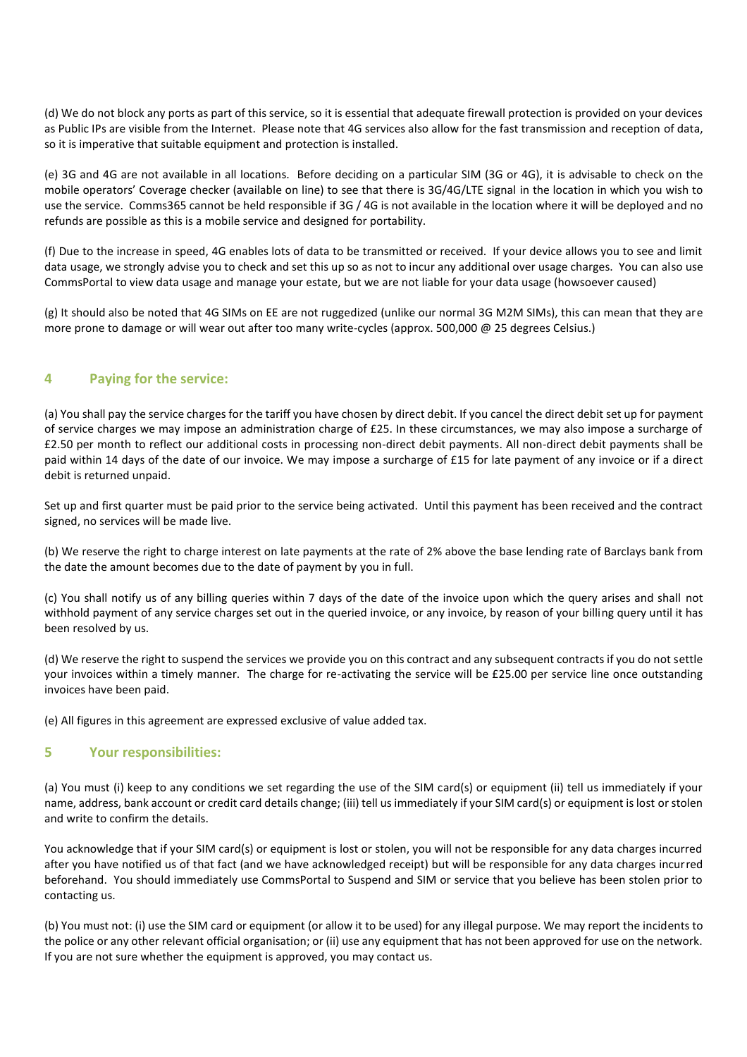(d) We do not block any ports as part of this service, so it is essential that adequate firewall protection is provided on your devices as Public IPs are visible from the Internet. Please note that 4G services also allow for the fast transmission and reception of data, so it is imperative that suitable equipment and protection is installed.

(e) 3G and 4G are not available in all locations. Before deciding on a particular SIM (3G or 4G), it is advisable to check on the mobile operators' Coverage checker (available on line) to see that there is 3G/4G/LTE signal in the location in which you wish to use the service. Comms365 cannot be held responsible if 3G / 4G is not available in the location where it will be deployed and no refunds are possible as this is a mobile service and designed for portability.

(f) Due to the increase in speed, 4G enables lots of data to be transmitted or received. If your device allows you to see and limit data usage, we strongly advise you to check and set this up so as not to incur any additional over usage charges. You can also use CommsPortal to view data usage and manage your estate, but we are not liable for your data usage (howsoever caused)

(g) It should also be noted that 4G SIMs on EE are not ruggedized (unlike our normal 3G M2M SIMs), this can mean that they are more prone to damage or will wear out after too many write-cycles (approx. 500,000 @ 25 degrees Celsius.)

## 4 Paying for the service:

(a) You shall pay the service charges for the tariff you have chosen by direct debit. If you cancel the direct debit set up for payment of service charges we may impose an administration charge of £25. In these circumstances, we may also impose a surcharge of £2.50 per month to reflect our additional costs in processing non-direct debit payments. All non-direct debit payments shall be paid within 14 days of the date of our invoice. We may impose a surcharge of £15 for late payment of any invoice or if a direct debit is returned unpaid.

Set up and first quarter must be paid prior to the service being activated. Until this payment has been received and the contract signed, no services will be made live.

(b) We reserve the right to charge interest on late payments at the rate of 2% above the base lending rate of Barclays bank from the date the amount becomes due to the date of payment by you in full.

(c) You shall notify us of any billing queries within 7 days of the date of the invoice upon which the query arises and shall not withhold payment of any service charges set out in the queried invoice, or any invoice, by reason of your billing query until it has been resolved by us.

(d) We reserve the right to suspend the services we provide you on this contract and any subsequent contracts if you do not settle your invoices within a timely manner. The charge for re-activating the service will be £25.00 per service line once outstanding invoices have been paid.

(e) All figures in this agreement are expressed exclusive of value added tax.

## 5 Your responsibilities:

(a) You must (i) keep to any conditions we set regarding the use of the SIM card(s) or equipment (ii) tell us immediately if your name, address, bank account or credit card details change; (iii) tell us immediately if your SIM card(s) or equipment is lost or stolen and write to confirm the details.

You acknowledge that if your SIM card(s) or equipment is lost or stolen, you will not be responsible for any data charges incurred after you have notified us of that fact (and we have acknowledged receipt) but will be responsible for any data charges incurred beforehand. You should immediately use CommsPortal to Suspend and SIM or service that you believe has been stolen prior to contacting us.

(b) You must not: (i) use the SIM card or equipment (or allow it to be used) for any illegal purpose. We may report the incidents to the police or any other relevant official organisation; or (ii) use any equipment that has not been approved for use on the network. If you are not sure whether the equipment is approved, you may contact us.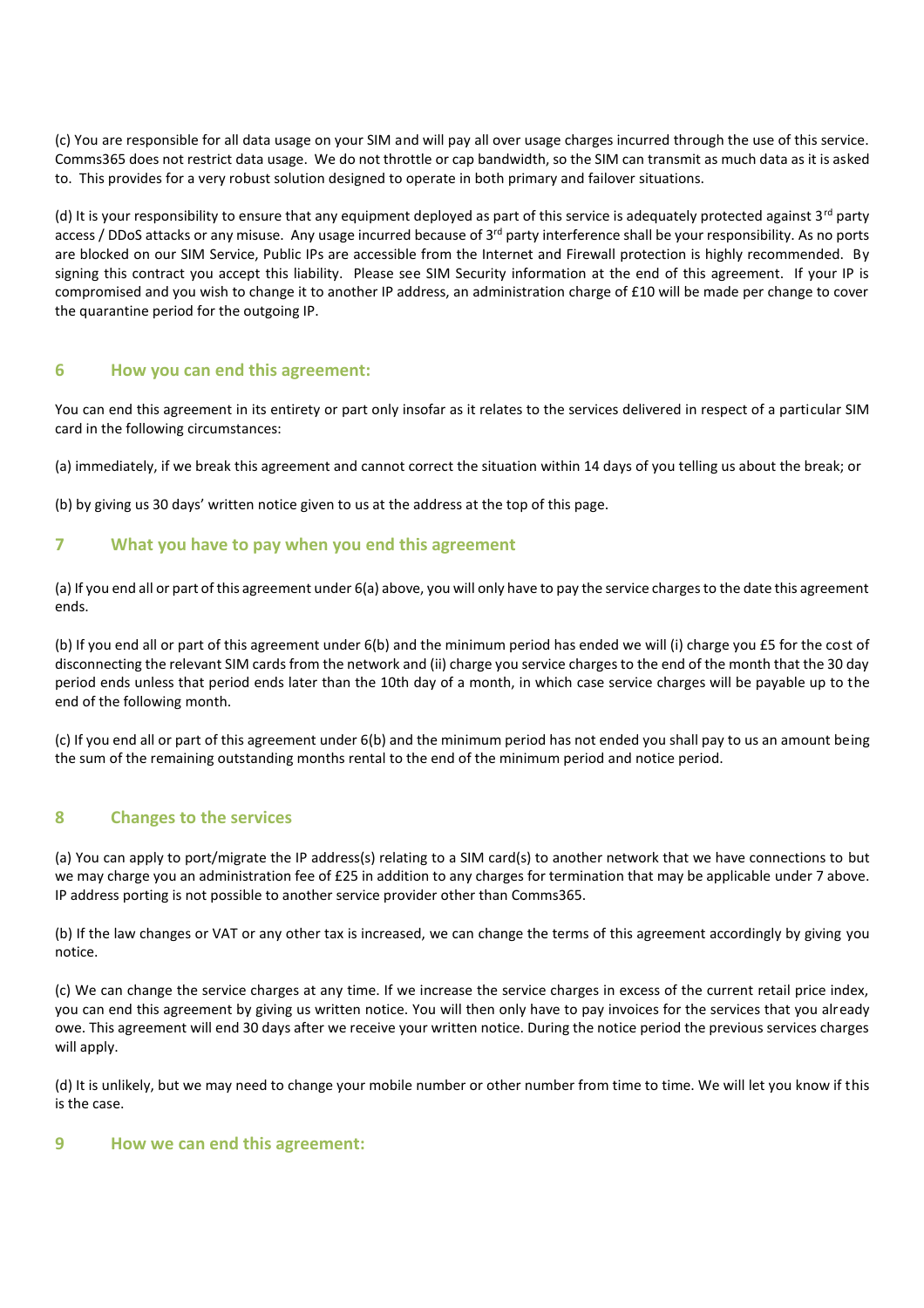(c) You are responsible for all data usage on your SIM and will pay all over usage charges incurred through the use of this service. Comms365 does not restrict data usage. We do not throttle or cap bandwidth, so the SIM can transmit as much data as it is asked to. This provides for a very robust solution designed to operate in both primary and failover situations.

(d) It is your responsibility to ensure that any equipment deployed as part of this service is adequately protected against 3rd party access / DDoS attacks or any misuse. Any usage incurred because of 3rd party interference shall be your responsibility. As no ports are blocked on our SIM Service, Public IPs are accessible from the Internet and Firewall protection is highly recommended. By signing this contract you accept this liability. Please see SIM Security information at the end of this agreement. If your IP is compromised and you wish to change it to another IP address, an administration charge of £10 will be made per change to cover the quarantine period for the outgoing IP.

## 6 How you can end this agreement:

You can end this agreement in its entirety or part only insofar as it relates to the services delivered in respect of a particular SIM card in the following circumstances:

(a) immediately, if we break this agreement and cannot correct the situation within 14 days of you telling us about the break; or

(b) by giving us 30 days' written notice given to us at the address at the top of this page.

## 7 What you have to pay when you end this agreement

(a) If you end all or part of this agreement under 6(a) above, you will only have to pay the service charges to the date this agreement ends.

(b) If you end all or part of this agreement under 6(b) and the minimum period has ended we will (i) charge you £5 for the cost of disconnecting the relevant SIM cards from the network and (ii) charge you service charges to the end of the month that the 30 day period ends unless that period ends later than the 10th day of a month, in which case service charges will be payable up to the end of the following month.

(c) If you end all or part of this agreement under 6(b) and the minimum period has not ended you shall pay to us an amount being the sum of the remaining outstanding months rental to the end of the minimum period and notice period.

## 8 Changes to the services

(a) You can apply to port/migrate the IP address(s) relating to a SIM card(s) to another network that we have connections to but we may charge you an administration fee of £25 in addition to any charges for termination that may be applicable under 7 above. IP address porting is not possible to another service provider other than Comms365.

(b) If the law changes or VAT or any other tax is increased, we can change the terms of this agreement accordingly by giving you notice.

(c) We can change the service charges at any time. If we increase the service charges in excess of the current retail price index, you can end this agreement by giving us written notice. You will then only have to pay invoices for the services that you already owe. This agreement will end 30 days after we receive your written notice. During the notice period the previous services charges will apply.

(d) It is unlikely, but we may need to change your mobile number or other number from time to time. We will let you know if this is the case.

## 9 How we can end this agreement: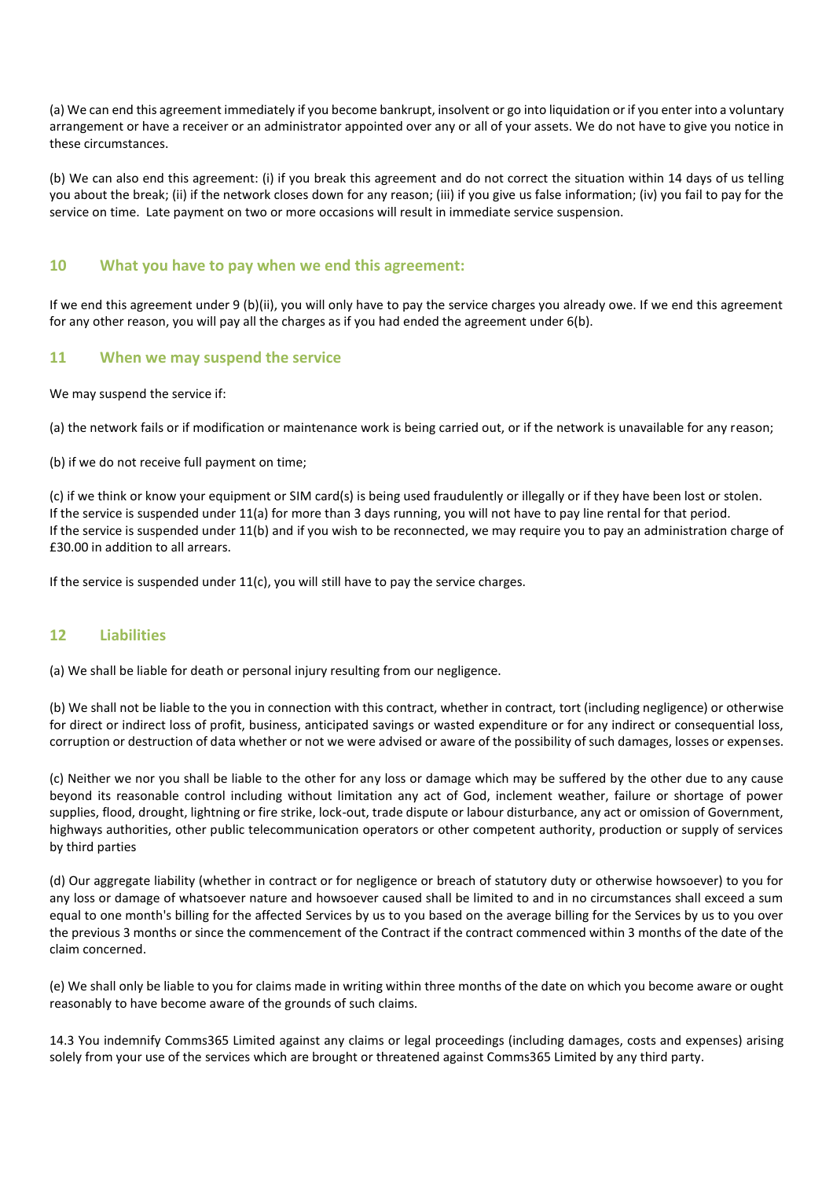(a) We can end this agreement immediately if you become bankrupt, insolvent or go into liquidation or if you enter into a voluntary arrangement or have a receiver or an administrator appointed over any or all of your assets. We do not have to give you notice in these circumstances.

(b) We can also end this agreement: (i) if you break this agreement and do not correct the situation within 14 days of us telling you about the break; (ii) if the network closes down for any reason; (iii) if you give us false information; (iv) you fail to pay for the service on time. Late payment on two or more occasions will result in immediate service suspension.

## 10 What you have to pay when we end this agreement:

If we end this agreement under 9 (b)(ii), you will only have to pay the service charges you already owe. If we end this agreement for any other reason, you will pay all the charges as if you had ended the agreement under 6(b).

## 11 When we may suspend the service

We may suspend the service if:

(a) the network fails or if modification or maintenance work is being carried out, or if the network is unavailable for any reason;

(b) if we do not receive full payment on time;

(c) if we think or know your equipment or SIM card(s) is being used fraudulently or illegally or if they have been lost or stolen.
If the service is suspended under 11(a) for more than 3 days running, you will not have to pay line rental for that period.
If the service is suspended under 11(b) and if you wish to be reconnected, we may require you to pay an administration charge of £30.00 in addition to all arrears.

If the service is suspended under 11(c), you will still have to pay the service charges.

## 12 Liabilities

(a) We shall be liable for death or personal injury resulting from our negligence.

(b) We shall not be liable to the you in connection with this contract, whether in contract, tort (including negligence) or otherwise for direct or indirect loss of profit, business, anticipated savings or wasted expenditure or for any indirect or consequential loss, corruption or destruction of data whether or not we were advised or aware of the possibility of such damages, losses or expenses.

(c) Neither we nor you shall be liable to the other for any loss or damage which may be suffered by the other due to any cause beyond its reasonable control including without limitation any act of God, inclement weather, failure or shortage of power supplies, flood, drought, lightning or fire strike, lock-out, trade dispute or labour disturbance, any act or omission of Government, highways authorities, other public telecommunication operators or other competent authority, production or supply of services by third parties

(d) Our aggregate liability (whether in contract or for negligence or breach of statutory duty or otherwise howsoever) to you for any loss or damage of whatsoever nature and howsoever caused shall be limited to and in no circumstances shall exceed a sum equal to one month's billing for the affected Services by us to you based on the average billing for the Services by us to you over the previous 3 months or since the commencement of the Contract if the contract commenced within 3 months of the date of the claim concerned.

(e) We shall only be liable to you for claims made in writing within three months of the date on which you become aware or ought reasonably to have become aware of the grounds of such claims.

14.3 You indemnify Comms365 Limited against any claims or legal proceedings (including damages, costs and expenses) arising solely from your use of the services which are brought or threatened against Comms365 Limited by any third party.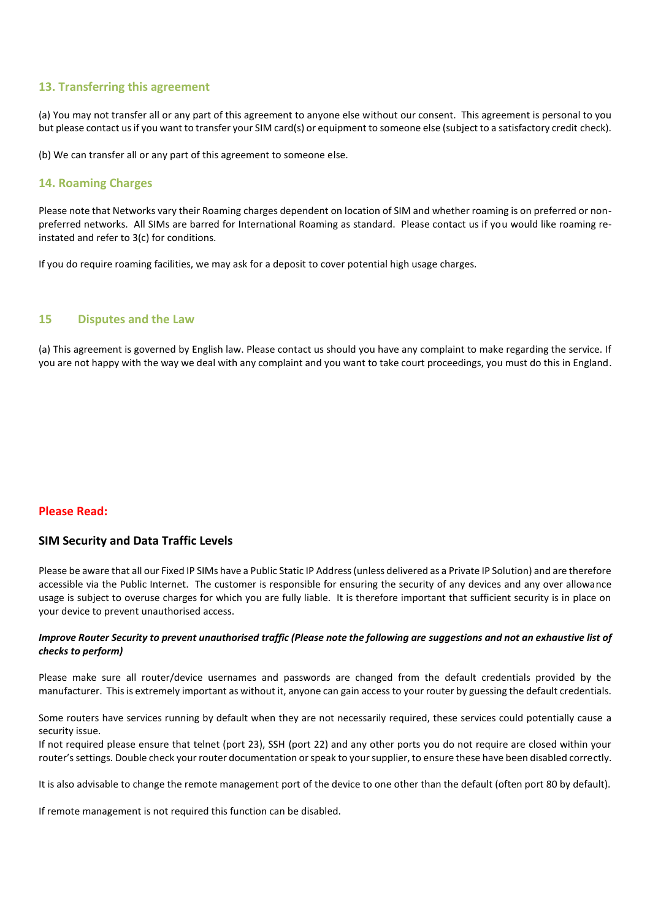## 13. Transferring this agreement

(a) You may not transfer all or any part of this agreement to anyone else without our consent. This agreement is personal to you but please contact us if you want to transfer your SIM card(s) or equipment to someone else (subject to a satisfactory credit check).

(b) We can transfer all or any part of this agreement to someone else.

## 14. Roaming Charges

Please note that Networks vary their Roaming charges dependent on location of SIM and whether roaming is on preferred or non-preferred networks. All SIMs are barred for International Roaming as standard. Please contact us if you would like roaming re-instated and refer to 3(c) for conditions.

If you do require roaming facilities, we may ask for a deposit to cover potential high usage charges.

## 15 Disputes and the Law

(a) This agreement is governed by English law. Please contact us should you have any complaint to make regarding the service. If you are not happy with the way we deal with any complaint and you want to take court proceedings, you must do this in England.

**Please Read:**

### SIM Security and Data Traffic Levels

Please be aware that all our Fixed IP SIMs have a Public Static IP Address (unless delivered as a Private IP Solution) and are therefore accessible via the Public Internet. The customer is responsible for ensuring the security of any devices and any over allowance usage is subject to overuse charges for which you are fully liable. It is therefore important that sufficient security is in place on your device to prevent unauthorised access.

***Improve Router Security to prevent unauthorised traffic (Please note the following are suggestions and not an exhaustive list of checks to perform)***

Please make sure all router/device usernames and passwords are changed from the default credentials provided by the manufacturer. This is extremely important as without it, anyone can gain access to your router by guessing the default credentials.

Some routers have services running by default when they are not necessarily required, these services could potentially cause a security issue.
If not required please ensure that telnet (port 23), SSH (port 22) and any other ports you do not require are closed within your router's settings. Double check your router documentation or speak to your supplier, to ensure these have been disabled correctly.

It is also advisable to change the remote management port of the device to one other than the default (often port 80 by default).

If remote management is not required this function can be disabled.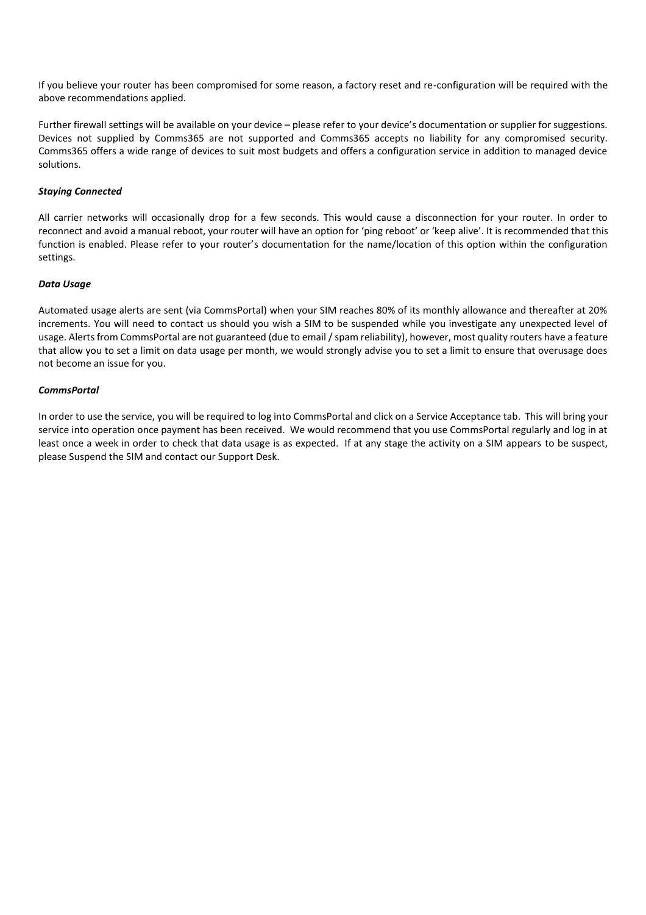If you believe your router has been compromised for some reason, a factory reset and re-configuration will be required with the above recommendations applied.

Further firewall settings will be available on your device – please refer to your device's documentation or supplier for suggestions. Devices not supplied by Comms365 are not supported and Comms365 accepts no liability for any compromised security. Comms365 offers a wide range of devices to suit most budgets and offers a configuration service in addition to managed device solutions.

***Staying Connected***

All carrier networks will occasionally drop for a few seconds. This would cause a disconnection for your router. In order to reconnect and avoid a manual reboot, your router will have an option for 'ping reboot' or 'keep alive'. It is recommended that this function is enabled. Please refer to your router's documentation for the name/location of this option within the configuration settings.

***Data Usage***

Automated usage alerts are sent (via CommsPortal) when your SIM reaches 80% of its monthly allowance and thereafter at 20% increments. You will need to contact us should you wish a SIM to be suspended while you investigate any unexpected level of usage. Alerts from CommsPortal are not guaranteed (due to email / spam reliability), however, most quality routers have a feature that allow you to set a limit on data usage per month, we would strongly advise you to set a limit to ensure that overusage does not become an issue for you.

***CommsPortal***

In order to use the service, you will be required to log into CommsPortal and click on a Service Acceptance tab. This will bring your service into operation once payment has been received. We would recommend that you use CommsPortal regularly and log in at least once a week in order to check that data usage is as expected. If at any stage the activity on a SIM appears to be suspect, please Suspend the SIM and contact our Support Desk.